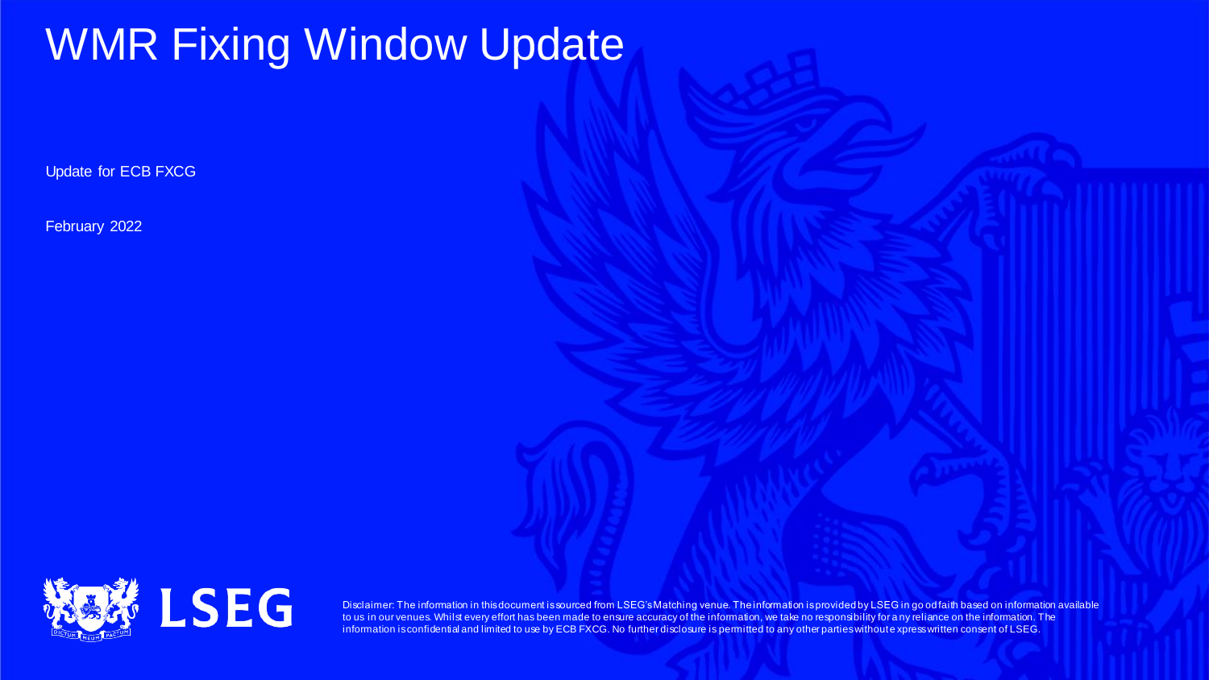# WMR Fixing Window Update

Update for ECB FXCG

February 2022

Disclaimer: The information in this document is sourced from LSEG's Matching venue. The information is provided by LSEG in good faith based on information available to us in our venues. Whilst every effort has been made to ensure accuracy of the information, we take no responsibility for any reliance on the information. The information is confidential and limited to use by ECB FXCG. No further disclosure is permitted to any other parties without express written consent of LSEG.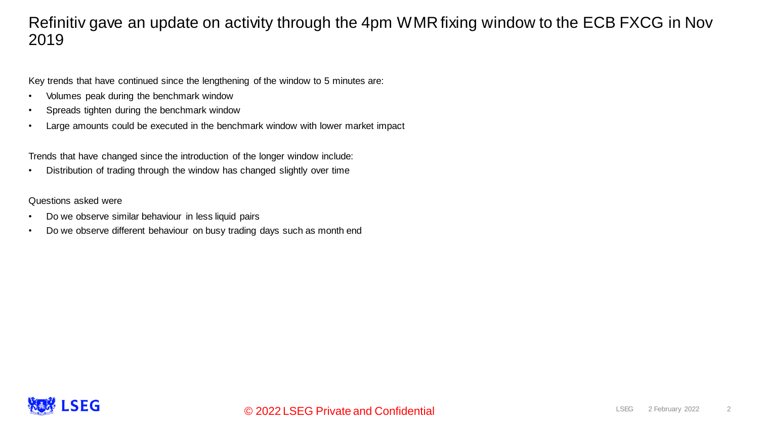# Refinitiv gave an update on activity through the 4pm WMR fixing window to the ECB FXCG in Nov 2019

Key trends that have continued since the lengthening of the window to 5 minutes are:

- Volumes peak during the benchmark window
- Spreads tighten during the benchmark window
- Large amounts could be executed in the benchmark window with lower market impact

Trends that have changed since the introduction of the longer window include:

- Distribution of trading through the window has changed slightly over time

Questions asked were

- Do we observe similar behaviour in less liquid pairs
- Do we observe different behaviour on busy trading days such as month end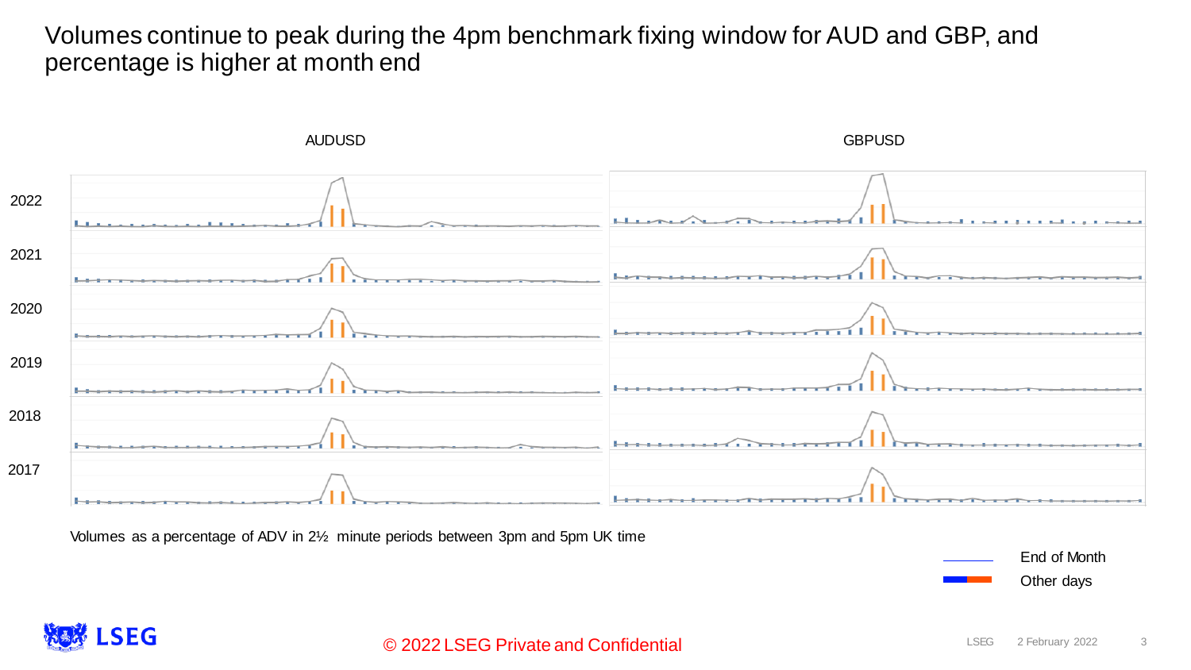# Volumes continue to peak during the 4pm benchmark fixing window for AUD and GBP, and percentage is higher at month end

AUDUSD

GBPUSD

2022

2021

2020

2019

2018

2017

Volumes as a percentage of ADV in 2½ minute periods between 3pm and 5pm UK time

End of Month

Other days

© 2022 LSEG Private and Confidential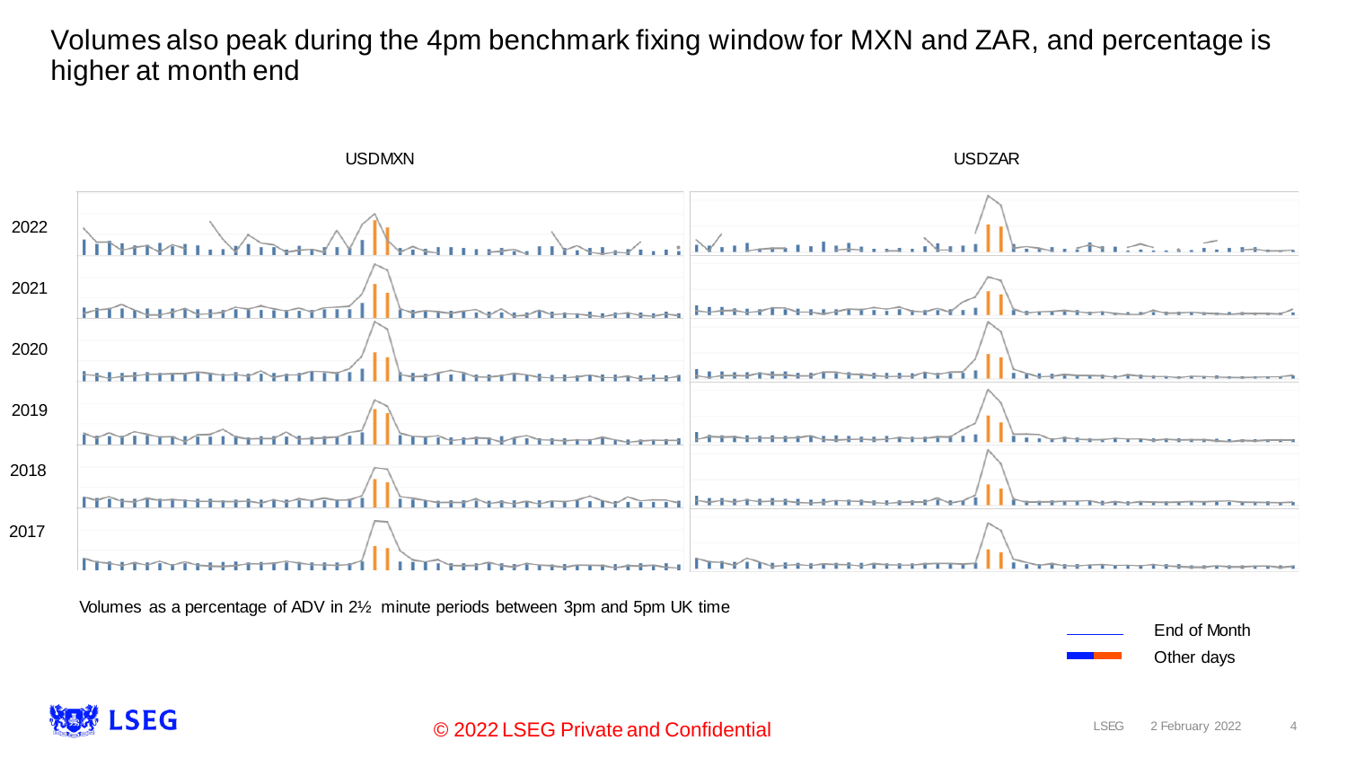# Volumes also peak during the 4pm benchmark fixing window for MXN and ZAR, and percentage is higher at month end

USDMXN

USDZAR

2022

2021

2020

2019

2018

2017

Volumes as a percentage of ADV in 2½ minute periods between 3pm and 5pm UK time

End of Month

Other days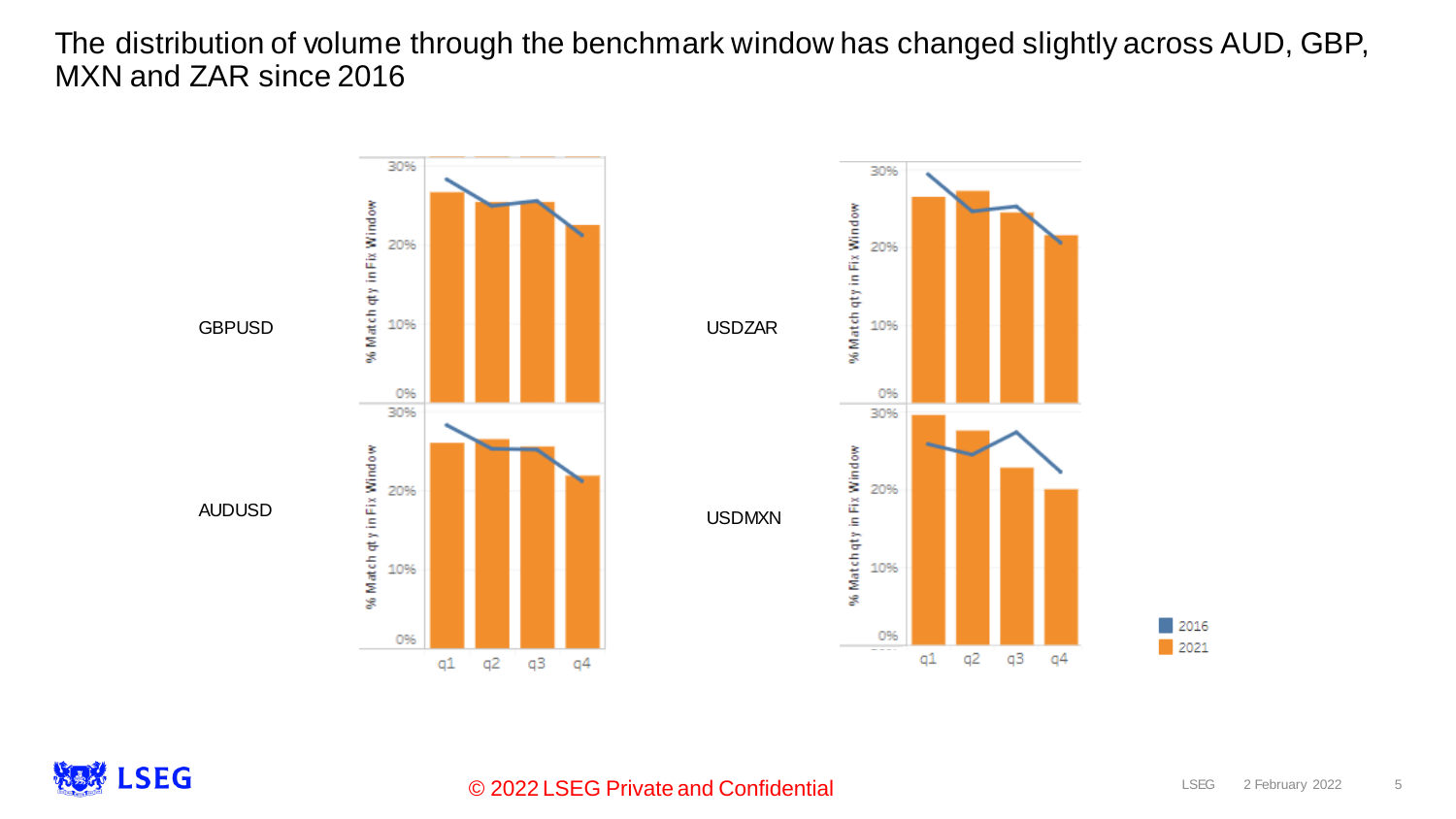# The distribution of volume through the benchmark window has changed slightly across AUD, GBP, MXN and ZAR since 2016

GBPUSD

USDZAR

AUDUSD

USDMXN

% Match qty in Fix Window

q1 q2 q3 q4

2016

2021

© 2022 LSEG Private and Confidential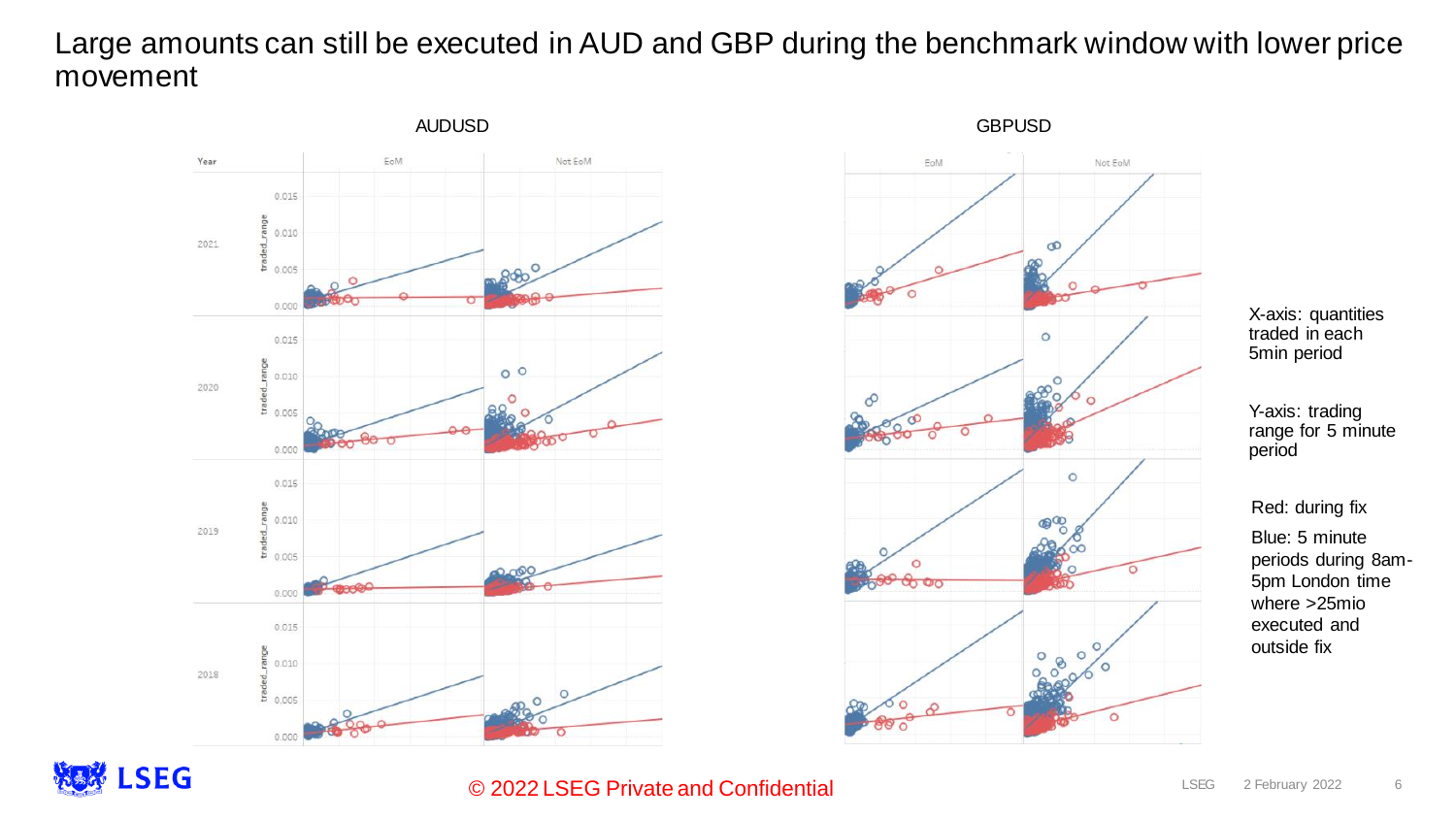# Large amounts can still be executed in AUD and GBP during the benchmark window with lower price movement

AUDUSD

GBPUSD

X-axis: quantities traded in each 5min period

Y-axis: trading range for 5 minute period

Red: during fix

Blue: 5 minute periods during 8am-5pm London time where >25mio executed and outside fix

© 2022 LSEG Private and Confidential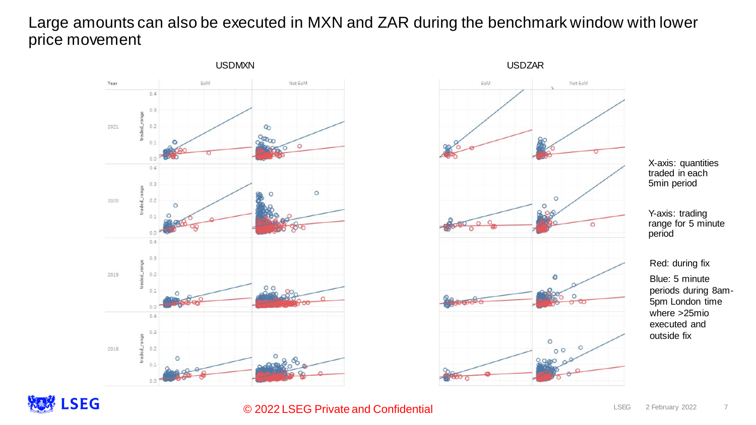# Large amounts can also be executed in MXN and ZAR during the benchmark window with lower price movement

USDMXN

USDZAR

X-axis: quantities traded in each 5min period

Y-axis: trading range for 5 minute period

Red: during fix

Blue: 5 minute periods during 8am-5pm London time where >25mio executed and outside fix

© 2022 LSEG Private and Confidential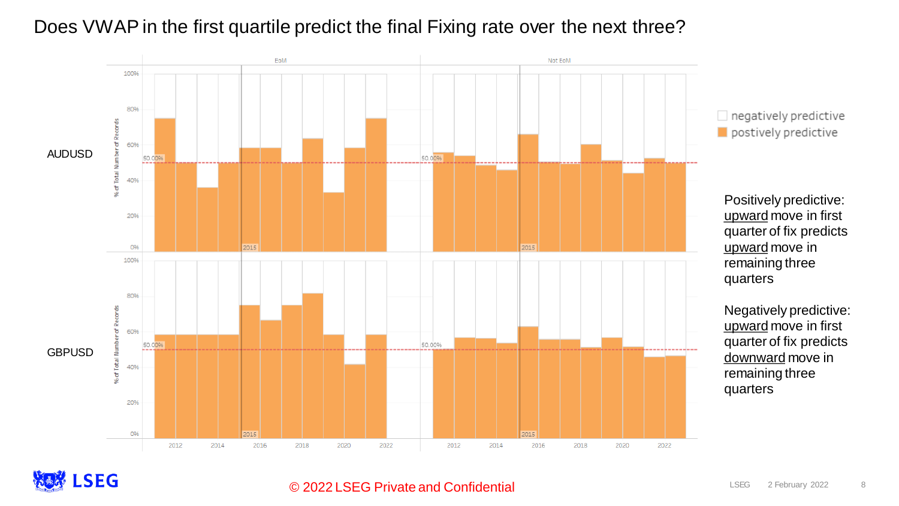# Does VWAP in the first quartile predict the final Fixing rate over the next three?

AUDUSD

GBPUSD

EoM

Not EoM

negatively predictive

postively predictive

Positively predictive: upward move in first quarter of fix predicts upward move in remaining three quarters

Negatively predictive: upward move in first quarter of fix predicts downward move in remaining three quarters

© 2022 LSEG Private and Confidential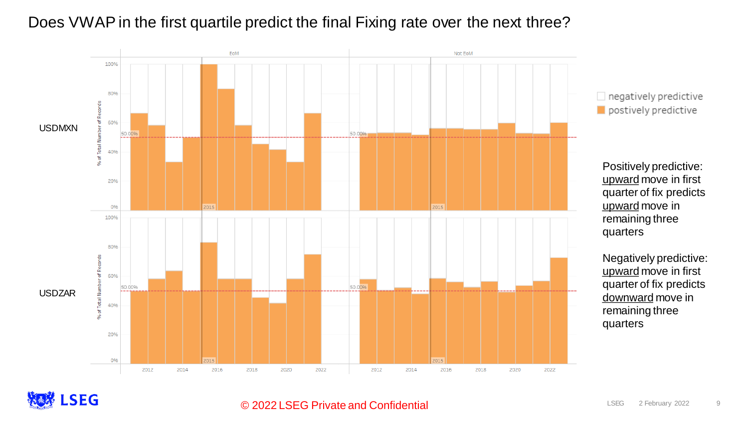# Does VWAP in the first quartile predict the final Fixing rate over the next three?

USDMXN

USDZAR

negatively predictive

postively predictive

Positively predictive: <u>upward</u> move in first quarter of fix predicts <u>upward</u> move in remaining three quarters

Negatively predictive: <u>upward</u> move in first quarter of fix predicts <u>downward</u> move in remaining three quarters

© 2022 LSEG Private and Confidential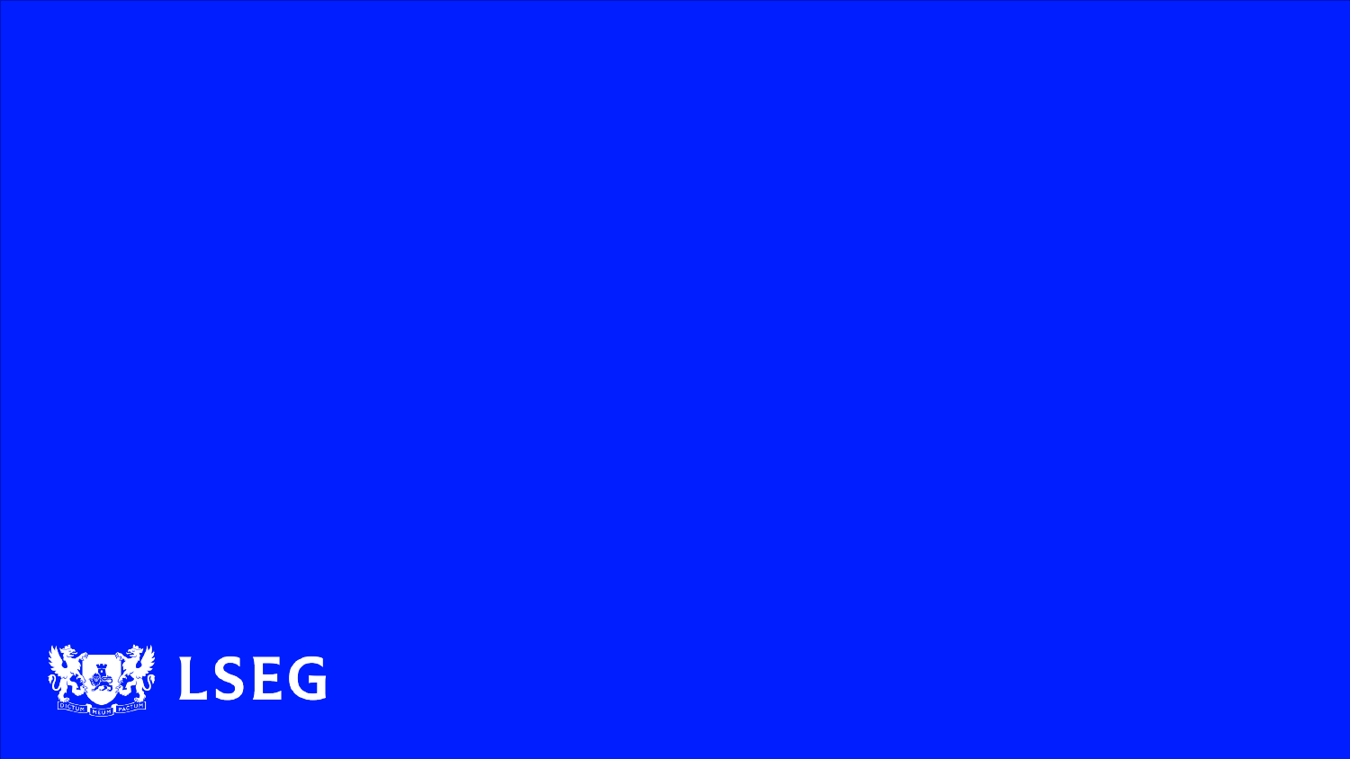LSEG